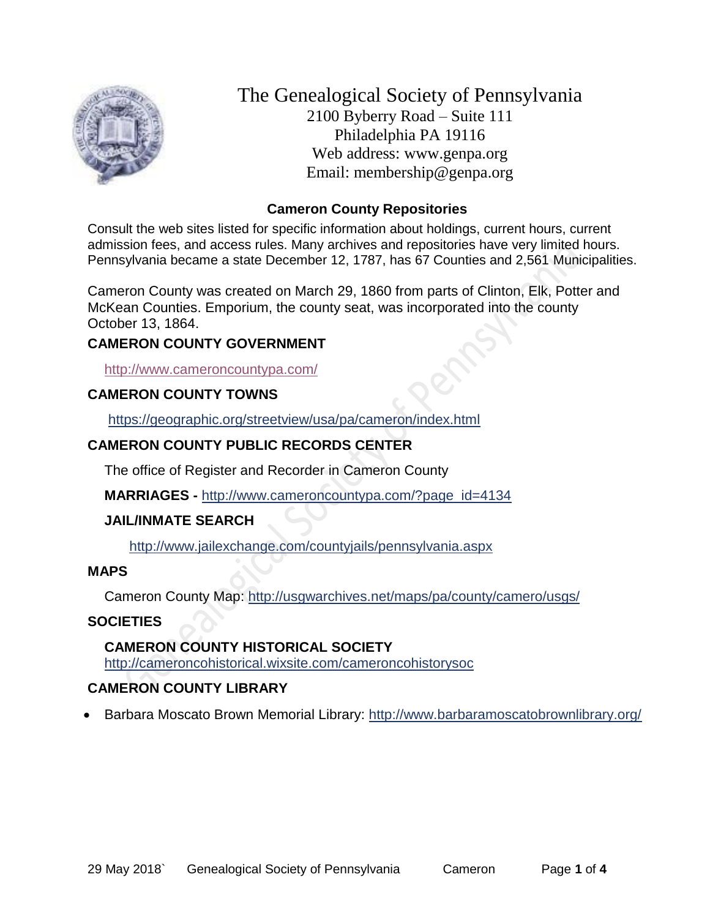# The Genealogical Society of Pennsylvania

2100 Byberry Road – Suite 111
Philadelphia PA 19116
Web address: www.genpa.org
Email: membership@genpa.org

## Cameron County Repositories

Consult the web sites listed for specific information about holdings, current hours, current admission fees, and access rules. Many archives and repositories have very limited hours. Pennsylvania became a state December 12, 1787, has 67 Counties and 2,561 Municipalities.

Cameron County was created on March 29, 1860 from parts of Clinton, Elk, Potter and McKean Counties. Emporium, the county seat, was incorporated into the county October 13, 1864.

### CAMERON COUNTY GOVERNMENT

http://www.cameroncountypa.com/

### CAMERON COUNTY TOWNS

https://geographic.org/streetview/usa/pa/cameron/index.html

### CAMERON COUNTY PUBLIC RECORDS CENTER

The office of Register and Recorder in Cameron County

**MARRIAGES -** http://www.cameroncountypa.com/?page_id=4134

**JAIL/INMATE SEARCH**

http://www.jailexchange.com/countyjails/pennsylvania.aspx

### MAPS

Cameron County Map: http://usgwarchives.net/maps/pa/county/camero/usgs/

### SOCIETIES

**CAMERON COUNTY HISTORICAL SOCIETY**
http://cameroncohistorical.wixsite.com/cameroncohistorysoc

### CAMERON COUNTY LIBRARY

- Barbara Moscato Brown Memorial Library: http://www.barbaramoscatobrownlibrary.org/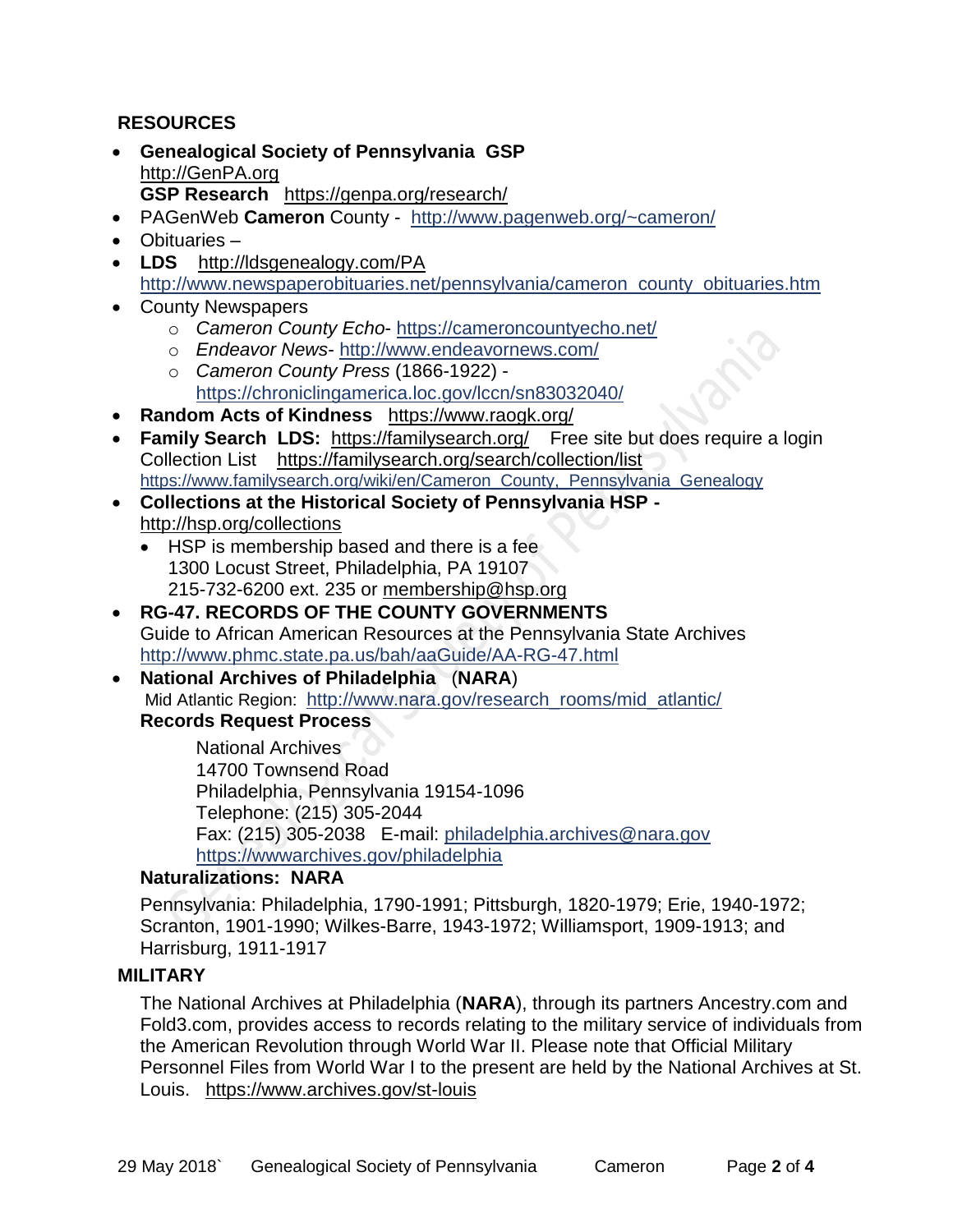## RESOURCES

- **Genealogical Society of Pennsylvania GSP** http://GenPA.org
  **GSP Research** https://genpa.org/research/
- PAGenWeb **Cameron** County - http://www.pagenweb.org/~cameron/
- Obituaries –
- **LDS** http://ldsgenealogy.com/PA
  http://www.newspaperobituaries.net/pennsylvania/cameron_county_obituaries.htm
- County Newspapers
  - *Cameron County Echo*- https://cameroncountyecho.net/
  - *Endeavor News*- http://www.endeavornews.com/
  - *Cameron County Press* (1866-1922) - https://chroniclingamerica.loc.gov/lccn/sn83032040/
- **Random Acts of Kindness** https://www.raogk.org/
- **Family Search LDS:** https://familysearch.org/ Free site but does require a login
  Collection List https://familysearch.org/search/collection/list
  https://www.familysearch.org/wiki/en/Cameron_County,_Pennsylvania_Genealogy
- **Collections at the Historical Society of Pennsylvania HSP -** http://hsp.org/collections
  - HSP is membership based and there is a fee
    1300 Locust Street, Philadelphia, PA 19107
    215-732-6200 ext. 235 or membership@hsp.org
- **RG-47. RECORDS OF THE COUNTY GOVERNMENTS**
  Guide to African American Resources at the Pennsylvania State Archives
  http://www.phmc.state.pa.us/bah/aaGuide/AA-RG-47.html
- **National Archives of Philadelphia** (**NARA**)
  Mid Atlantic Region: http://www.nara.gov/research_rooms/mid_atlantic/
  **Records Request Process**

  National Archives
  14700 Townsend Road
  Philadelphia, Pennsylvania 19154-1096
  Telephone: (215) 305-2044
  Fax: (215) 305-2038 E-mail: philadelphia.archives@nara.gov
  https://wwwarchives.gov/philadelphia

  **Naturalizations: NARA**

  Pennsylvania: Philadelphia, 1790-1991; Pittsburgh, 1820-1979; Erie, 1940-1972; Scranton, 1901-1990; Wilkes-Barre, 1943-1972; Williamsport, 1909-1913; and Harrisburg, 1911-1917

## MILITARY

The National Archives at Philadelphia (**NARA**), through its partners Ancestry.com and Fold3.com, provides access to records relating to the military service of individuals from the American Revolution through World War II. Please note that Official Military Personnel Files from World War I to the present are held by the National Archives at St. Louis. https://www.archives.gov/st-louis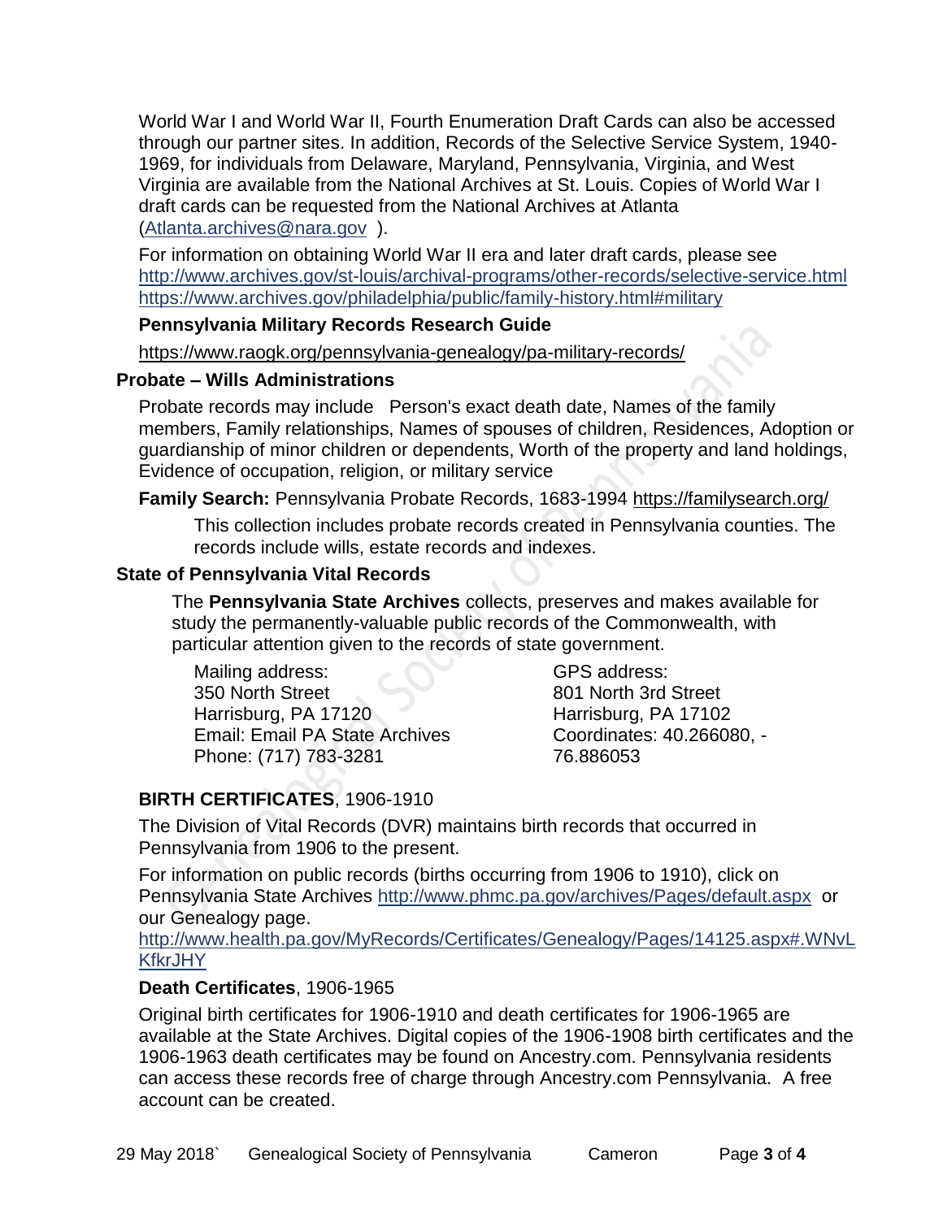World War I and World War II, Fourth Enumeration Draft Cards can also be accessed through our partner sites. In addition, Records of the Selective Service System, 1940-1969, for individuals from Delaware, Maryland, Pennsylvania, Virginia, and West Virginia are available from the National Archives at St. Louis. Copies of World War I draft cards can be requested from the National Archives at Atlanta (Atlanta.archives@nara.gov ).

For information on obtaining World War II era and later draft cards, please see http://www.archives.gov/st-louis/archival-programs/other-records/selective-service.html https://www.archives.gov/philadelphia/public/family-history.html#military

**Pennsylvania Military Records Research Guide**

https://www.raogk.org/pennsylvania-genealogy/pa-military-records/

### Probate – Wills Administrations

Probate records may include Person's exact death date, Names of the family members, Family relationships, Names of spouses of children, Residences, Adoption or guardianship of minor children or dependents, Worth of the property and land holdings, Evidence of occupation, religion, or military service

**Family Search:** Pennsylvania Probate Records, 1683-1994 https://familysearch.org/

This collection includes probate records created in Pennsylvania counties. The records include wills, estate records and indexes.

### State of Pennsylvania Vital Records

The **Pennsylvania State Archives** collects, preserves and makes available for study the permanently-valuable public records of the Commonwealth, with particular attention given to the records of state government.

Mailing address:
350 North Street
Harrisburg, PA 17120
Email: Email PA State Archives
Phone: (717) 783-3281

GPS address:
801 North 3rd Street
Harrisburg, PA 17102
Coordinates: 40.266080, -76.886053

**BIRTH CERTIFICATES**, 1906-1910

The Division of Vital Records (DVR) maintains birth records that occurred in Pennsylvania from 1906 to the present.

For information on public records (births occurring from 1906 to 1910), click on Pennsylvania State Archives http://www.phmc.pa.gov/archives/Pages/default.aspx or our Genealogy page.
http://www.health.pa.gov/MyRecords/Certificates/Genealogy/Pages/14125.aspx#.WNvLKfkrJHY

**Death Certificates**, 1906-1965

Original birth certificates for 1906-1910 and death certificates for 1906-1965 are available at the State Archives. Digital copies of the 1906-1908 birth certificates and the 1906-1963 death certificates may be found on Ancestry.com. Pennsylvania residents can access these records free of charge through Ancestry.com Pennsylvania. A free account can be created.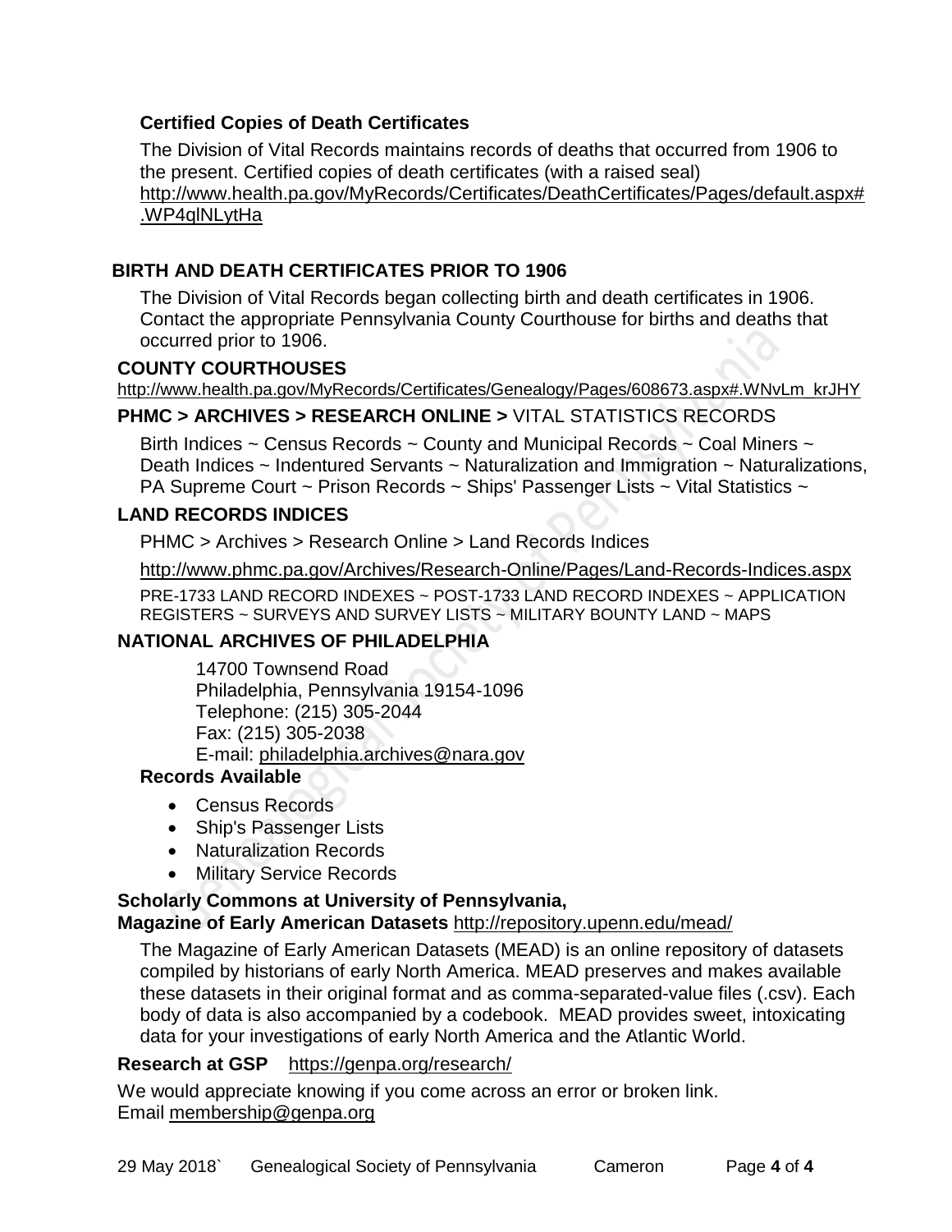### Certified Copies of Death Certificates

The Division of Vital Records maintains records of deaths that occurred from 1906 to the present. Certified copies of death certificates (with a raised seal) http://www.health.pa.gov/MyRecords/Certificates/DeathCertificates/Pages/default.aspx#.WP4qlNLytHa

## BIRTH AND DEATH CERTIFICATES PRIOR TO 1906

The Division of Vital Records began collecting birth and death certificates in 1906. Contact the appropriate Pennsylvania County Courthouse for births and deaths that occurred prior to 1906.

## COUNTY COURTHOUSES

http://www.health.pa.gov/MyRecords/Certificates/Genealogy/Pages/608673.aspx#.WNvLm_krJHY

## PHMC > ARCHIVES > RESEARCH ONLINE > VITAL STATISTICS RECORDS

Birth Indices ~ Census Records ~ County and Municipal Records ~ Coal Miners ~ Death Indices ~ Indentured Servants ~ Naturalization and Immigration ~ Naturalizations, PA Supreme Court ~ Prison Records ~ Ships' Passenger Lists ~ Vital Statistics ~

## LAND RECORDS INDICES

PHMC > Archives > Research Online > Land Records Indices

http://www.phmc.pa.gov/Archives/Research-Online/Pages/Land-Records-Indices.aspx

PRE-1733 LAND RECORD INDEXES ~ POST-1733 LAND RECORD INDEXES ~ APPLICATION REGISTERS ~ SURVEYS AND SURVEY LISTS ~ MILITARY BOUNTY LAND ~ MAPS

## NATIONAL ARCHIVES OF PHILADELPHIA

14700 Townsend Road
Philadelphia, Pennsylvania 19154-1096
Telephone: (215) 305-2044
Fax: (215) 305-2038
E-mail: philadelphia.archives@nara.gov

### Records Available

- Census Records
- Ship's Passenger Lists
- Naturalization Records
- Military Service Records

**Scholarly Commons at University of Pennsylvania,**
**Magazine of Early American Datasets** http://repository.upenn.edu/mead/

The Magazine of Early American Datasets (MEAD) is an online repository of datasets compiled by historians of early North America. MEAD preserves and makes available these datasets in their original format and as comma-separated-value files (.csv). Each body of data is also accompanied by a codebook. MEAD provides sweet, intoxicating data for your investigations of early North America and the Atlantic World.

**Research at GSP** https://genpa.org/research/

We would appreciate knowing if you come across an error or broken link.
Email membership@genpa.org